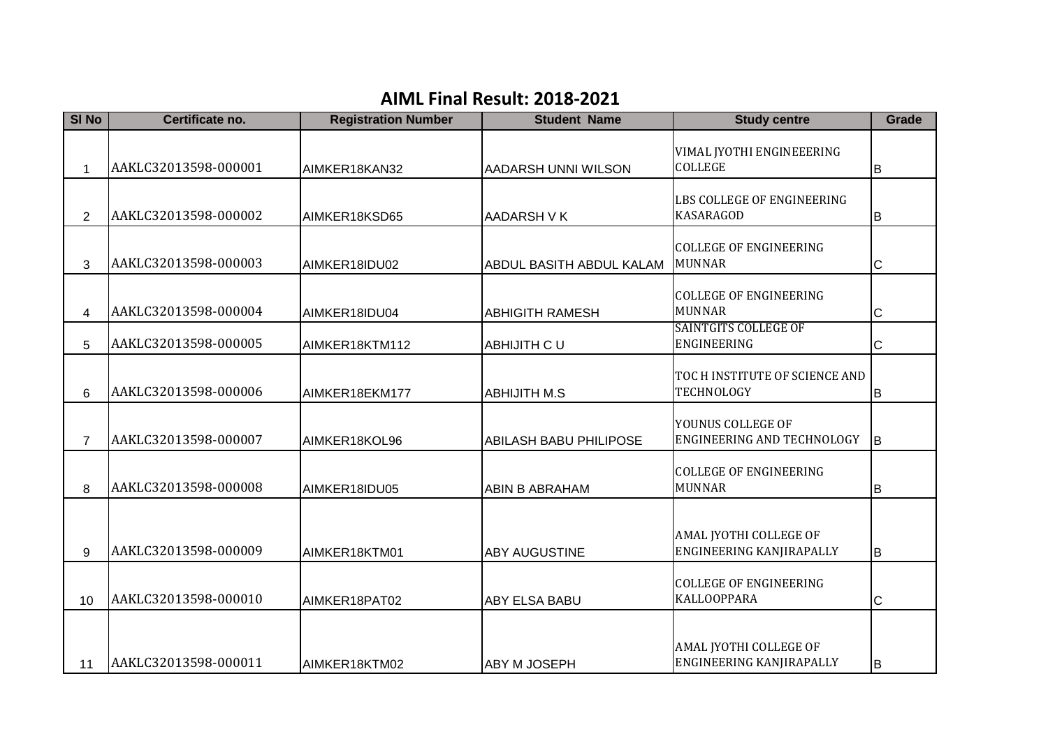## AIML Final Result: 2018-2021

| Sl No | Certificate no. | Registration Number | Student Name | Study centre | Grade |
|---|---|---|---|---|---|
| 1 | AAKLC32013598-000001 | AIMKER18KAN32 | AADARSH UNNI WILSON | VIMAL JYOTHI ENGINEEERING COLLEGE | B |
| 2 | AAKLC32013598-000002 | AIMKER18KSD65 | AADARSH V K | LBS COLLEGE OF ENGINEERING KASARAGOD | B |
| 3 | AAKLC32013598-000003 | AIMKER18IDU02 | ABDUL BASITH ABDUL KALAM | COLLEGE OF ENGINEERING MUNNAR | C |
| 4 | AAKLC32013598-000004 | AIMKER18IDU04 | ABHIGITH RAMESH | COLLEGE OF ENGINEERING MUNNAR | C |
| 5 | AAKLC32013598-000005 | AIMKER18KTM112 | ABHIJITH C U | SAINTGITS COLLEGE OF ENGINEERING | C |
| 6 | AAKLC32013598-000006 | AIMKER18EKM177 | ABHIJITH M.S | TOC H INSTITUTE OF SCIENCE AND TECHNOLOGY | B |
| 7 | AAKLC32013598-000007 | AIMKER18KOL96 | ABILASH BABU PHILIPOSE | YOUNUS COLLEGE OF ENGINEERING AND TECHNOLOGY | B |
| 8 | AAKLC32013598-000008 | AIMKER18IDU05 | ABIN B ABRAHAM | COLLEGE OF ENGINEERING MUNNAR | B |
| 9 | AAKLC32013598-000009 | AIMKER18KTM01 | ABY AUGUSTINE | AMAL JYOTHI COLLEGE OF ENGINEERING KANJIRAPALLY | B |
| 10 | AAKLC32013598-000010 | AIMKER18PAT02 | ABY ELSA BABU | COLLEGE OF ENGINEERING KALLOOPPARA | C |
| 11 | AAKLC32013598-000011 | AIMKER18KTM02 | ABY M JOSEPH | AMAL JYOTHI COLLEGE OF ENGINEERING KANJIRAPALLY | B |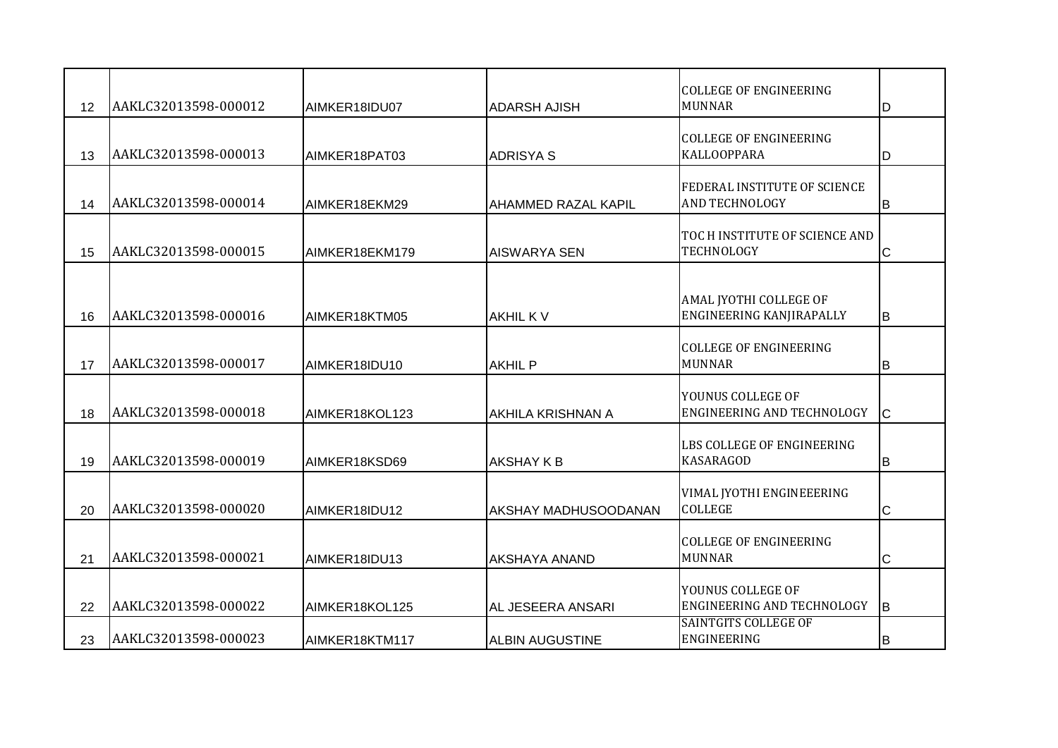| | | | | | |
|---|---|---|---|---|---|
| 12 | AAKLC32013598-000012 | AIMKER18IDU07 | ADARSH AJISH | COLLEGE OF ENGINEERING MUNNAR | D |
| 13 | AAKLC32013598-000013 | AIMKER18PAT03 | ADRISYA S | COLLEGE OF ENGINEERING KALLOOPPARA | D |
| 14 | AAKLC32013598-000014 | AIMKER18EKM29 | AHAMMED RAZAL KAPIL | FEDERAL INSTITUTE OF SCIENCE AND TECHNOLOGY | B |
| 15 | AAKLC32013598-000015 | AIMKER18EKM179 | AISWARYA SEN | TOC H INSTITUTE OF SCIENCE AND TECHNOLOGY | C |
| 16 | AAKLC32013598-000016 | AIMKER18KTM05 | AKHIL K V | AMAL JYOTHI COLLEGE OF ENGINEERING KANJIRAPALLY | B |
| 17 | AAKLC32013598-000017 | AIMKER18IDU10 | AKHIL P | COLLEGE OF ENGINEERING MUNNAR | B |
| 18 | AAKLC32013598-000018 | AIMKER18KOL123 | AKHILA KRISHNAN A | YOUNUS COLLEGE OF ENGINEERING AND TECHNOLOGY | C |
| 19 | AAKLC32013598-000019 | AIMKER18KSD69 | AKSHAY K B | LBS COLLEGE OF ENGINEERING KASARAGOD | B |
| 20 | AAKLC32013598-000020 | AIMKER18IDU12 | AKSHAY MADHUSOODANAN | VIMAL JYOTHI ENGINEEERING COLLEGE | C |
| 21 | AAKLC32013598-000021 | AIMKER18IDU13 | AKSHAYA ANAND | COLLEGE OF ENGINEERING MUNNAR | C |
| 22 | AAKLC32013598-000022 | AIMKER18KOL125 | AL JESEERA ANSARI | YOUNUS COLLEGE OF ENGINEERING AND TECHNOLOGY | B |
| 23 | AAKLC32013598-000023 | AIMKER18KTM117 | ALBIN AUGUSTINE | SAINTGITS COLLEGE OF ENGINEERING | B |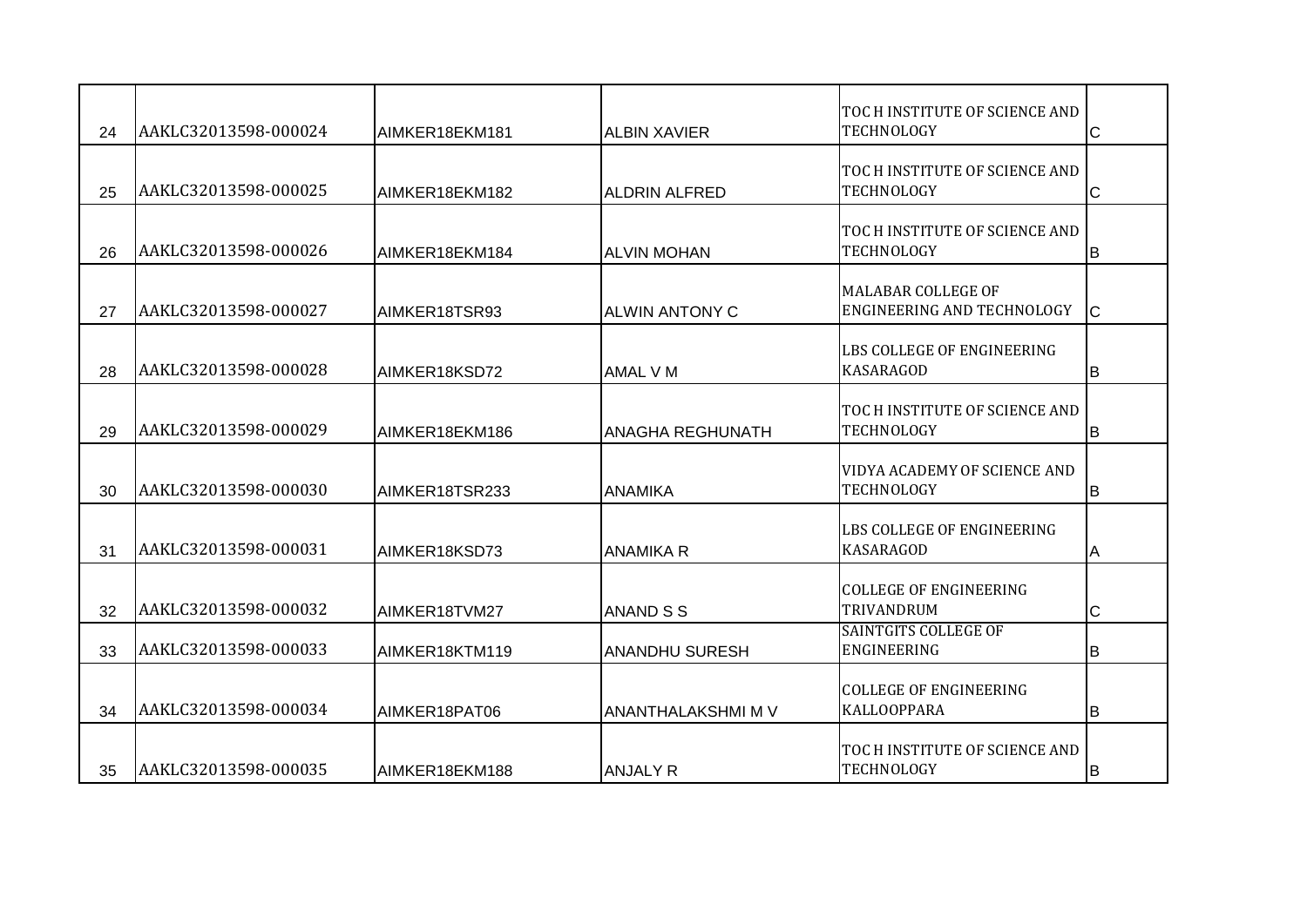| | | | | | |
|---|---|---|---|---|---|
| 24 | AAKLC32013598-000024 | AIMKER18EKM181 | ALBIN XAVIER | TOC H INSTITUTE OF SCIENCE AND TECHNOLOGY | C |
| 25 | AAKLC32013598-000025 | AIMKER18EKM182 | ALDRIN ALFRED | TOC H INSTITUTE OF SCIENCE AND TECHNOLOGY | C |
| 26 | AAKLC32013598-000026 | AIMKER18EKM184 | ALVIN MOHAN | TOC H INSTITUTE OF SCIENCE AND TECHNOLOGY | B |
| 27 | AAKLC32013598-000027 | AIMKER18TSR93 | ALWIN ANTONY C | MALABAR COLLEGE OF ENGINEERING AND TECHNOLOGY | C |
| 28 | AAKLC32013598-000028 | AIMKER18KSD72 | AMAL V M | LBS COLLEGE OF ENGINEERING KASARAGOD | B |
| 29 | AAKLC32013598-000029 | AIMKER18EKM186 | ANAGHA REGHUNATH | TOC H INSTITUTE OF SCIENCE AND TECHNOLOGY | B |
| 30 | AAKLC32013598-000030 | AIMKER18TSR233 | ANAMIKA | VIDYA ACADEMY OF SCIENCE AND TECHNOLOGY | B |
| 31 | AAKLC32013598-000031 | AIMKER18KSD73 | ANAMIKA R | LBS COLLEGE OF ENGINEERING KASARAGOD | A |
| 32 | AAKLC32013598-000032 | AIMKER18TVM27 | ANAND S S | COLLEGE OF ENGINEERING TRIVANDRUM | C |
| 33 | AAKLC32013598-000033 | AIMKER18KTM119 | ANANDHU SURESH | SAINTGITS COLLEGE OF ENGINEERING | B |
| 34 | AAKLC32013598-000034 | AIMKER18PAT06 | ANANTHALAKSHMI M V | COLLEGE OF ENGINEERING KALLOOPPARA | B |
| 35 | AAKLC32013598-000035 | AIMKER18EKM188 | ANJALY R | TOC H INSTITUTE OF SCIENCE AND TECHNOLOGY | B |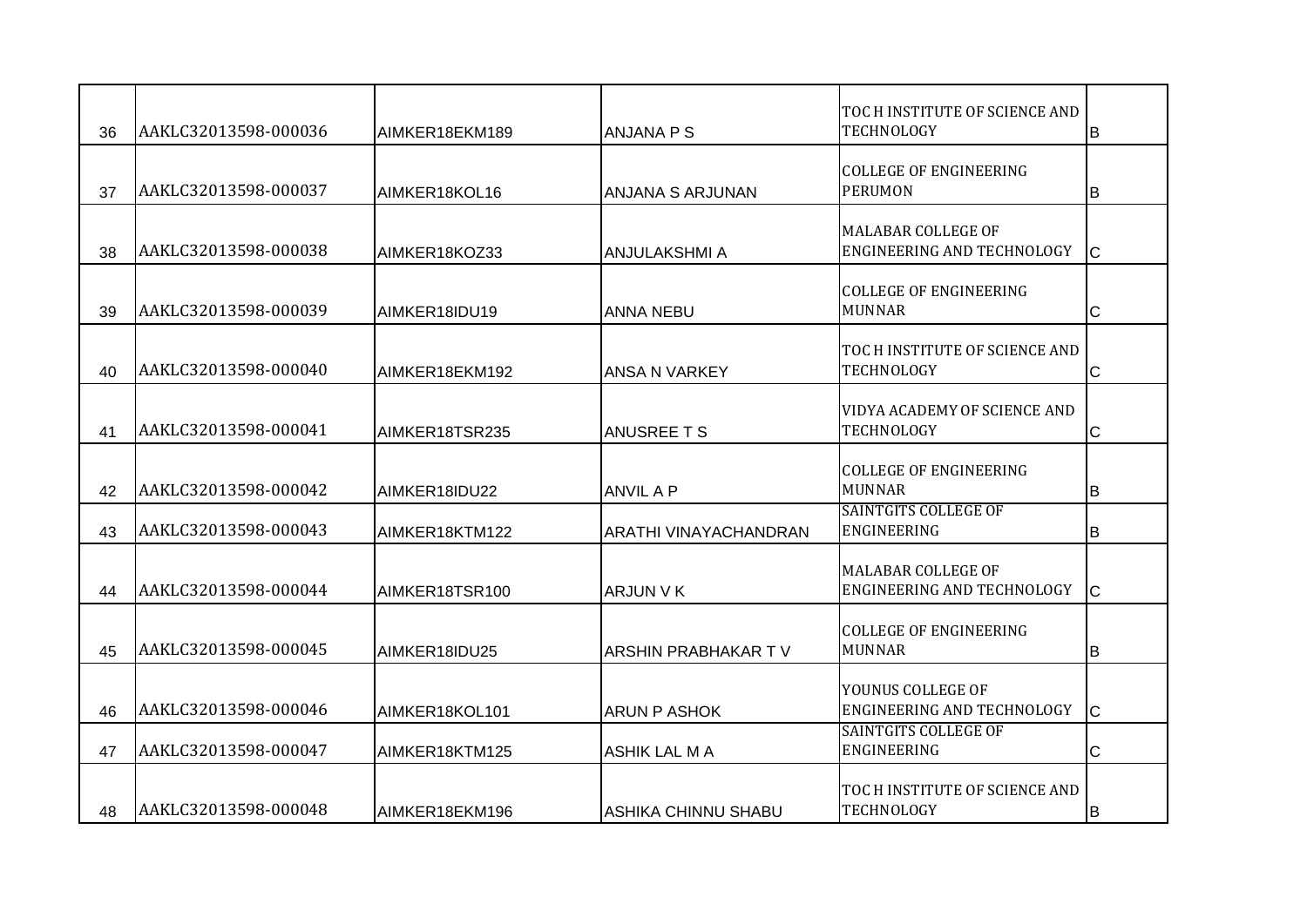| | | | | | |
|---|---|---|---|---|---|
| 36 | AAKLC32013598-000036 | AIMKER18EKM189 | ANJANA P S | TOC H INSTITUTE OF SCIENCE AND TECHNOLOGY | B |
| 37 | AAKLC32013598-000037 | AIMKER18KOL16 | ANJANA S ARJUNAN | COLLEGE OF ENGINEERING PERUMON | B |
| 38 | AAKLC32013598-000038 | AIMKER18KOZ33 | ANJULAKSHMI A | MALABAR COLLEGE OF ENGINEERING AND TECHNOLOGY | C |
| 39 | AAKLC32013598-000039 | AIMKER18IDU19 | ANNA NEBU | COLLEGE OF ENGINEERING MUNNAR | C |
| 40 | AAKLC32013598-000040 | AIMKER18EKM192 | ANSA N VARKEY | TOC H INSTITUTE OF SCIENCE AND TECHNOLOGY | C |
| 41 | AAKLC32013598-000041 | AIMKER18TSR235 | ANUSREE T S | VIDYA ACADEMY OF SCIENCE AND TECHNOLOGY | C |
| 42 | AAKLC32013598-000042 | AIMKER18IDU22 | ANVIL A P | COLLEGE OF ENGINEERING MUNNAR | B |
| 43 | AAKLC32013598-000043 | AIMKER18KTM122 | ARATHI VINAYACHANDRAN | SAINTGITS COLLEGE OF ENGINEERING | B |
| 44 | AAKLC32013598-000044 | AIMKER18TSR100 | ARJUN V K | MALABAR COLLEGE OF ENGINEERING AND TECHNOLOGY | C |
| 45 | AAKLC32013598-000045 | AIMKER18IDU25 | ARSHIN PRABHAKAR T V | COLLEGE OF ENGINEERING MUNNAR | B |
| 46 | AAKLC32013598-000046 | AIMKER18KOL101 | ARUN P ASHOK | YOUNUS COLLEGE OF ENGINEERING AND TECHNOLOGY | C |
| 47 | AAKLC32013598-000047 | AIMKER18KTM125 | ASHIK LAL M A | SAINTGITS COLLEGE OF ENGINEERING | C |
| 48 | AAKLC32013598-000048 | AIMKER18EKM196 | ASHIKA CHINNU SHABU | TOC H INSTITUTE OF SCIENCE AND TECHNOLOGY | B |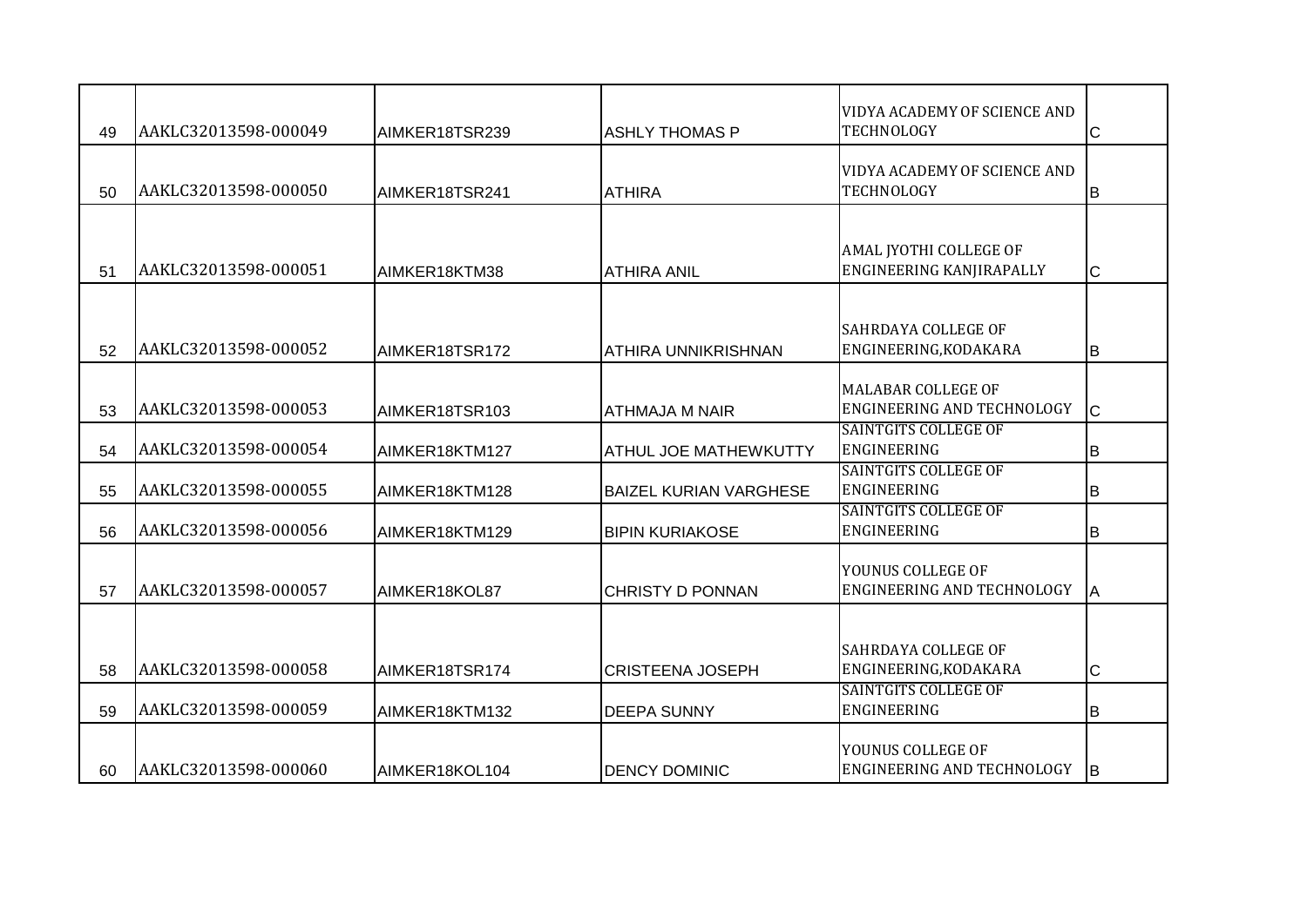| 49 | AAKLC32013598-000049 | AIMKER18TSR239 | ASHLY THOMAS P | VIDYA ACADEMY OF SCIENCE AND TECHNOLOGY | C |
|---|---|---|---|---|---|
| 50 | AAKLC32013598-000050 | AIMKER18TSR241 | ATHIRA | VIDYA ACADEMY OF SCIENCE AND TECHNOLOGY | B |
| 51 | AAKLC32013598-000051 | AIMKER18KTM38 | ATHIRA ANIL | AMAL JYOTHI COLLEGE OF ENGINEERING KANJIRAPALLY | C |
| 52 | AAKLC32013598-000052 | AIMKER18TSR172 | ATHIRA UNNIKRISHNAN | SAHRDAYA COLLEGE OF ENGINEERING,KODAKARA | B |
| 53 | AAKLC32013598-000053 | AIMKER18TSR103 | ATHMAJA M NAIR | MALABAR COLLEGE OF ENGINEERING AND TECHNOLOGY | C |
| 54 | AAKLC32013598-000054 | AIMKER18KTM127 | ATHUL JOE MATHEWKUTTY | SAINTGITS COLLEGE OF ENGINEERING | B |
| 55 | AAKLC32013598-000055 | AIMKER18KTM128 | BAIZEL KURIAN VARGHESE | SAINTGITS COLLEGE OF ENGINEERING | B |
| 56 | AAKLC32013598-000056 | AIMKER18KTM129 | BIPIN KURIAKOSE | SAINTGITS COLLEGE OF ENGINEERING | B |
| 57 | AAKLC32013598-000057 | AIMKER18KOL87 | CHRISTY D PONNAN | YOUNUS COLLEGE OF ENGINEERING AND TECHNOLOGY | A |
| 58 | AAKLC32013598-000058 | AIMKER18TSR174 | CRISTEENA JOSEPH | SAHRDAYA COLLEGE OF ENGINEERING,KODAKARA | C |
| 59 | AAKLC32013598-000059 | AIMKER18KTM132 | DEEPA SUNNY | SAINTGITS COLLEGE OF ENGINEERING | B |
| 60 | AAKLC32013598-000060 | AIMKER18KOL104 | DENCY DOMINIC | YOUNUS COLLEGE OF ENGINEERING AND TECHNOLOGY | B |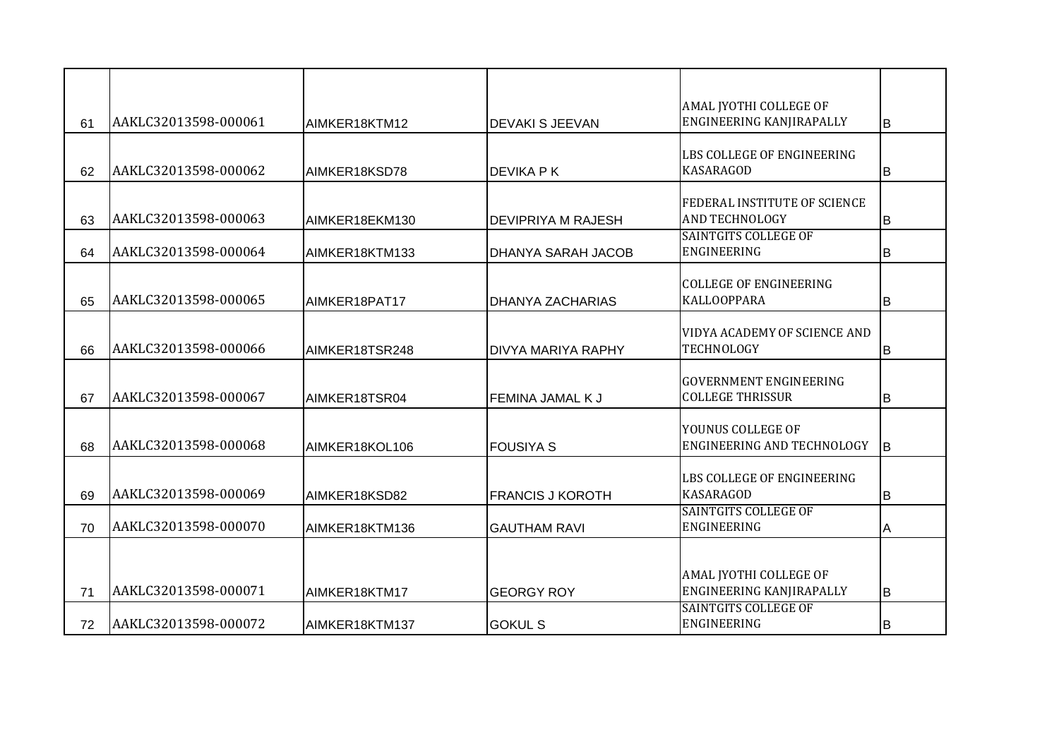| | | | | | |
|---|---|---|---|---|---|
| 61 | AAKLC32013598-000061 | AIMKER18KTM12 | DEVAKI S JEEVAN | AMAL JYOTHI COLLEGE OF ENGINEERING KANJIRAPALLY | B |
| 62 | AAKLC32013598-000062 | AIMKER18KSD78 | DEVIKA P K | LBS COLLEGE OF ENGINEERING KASARAGOD | B |
| 63 | AAKLC32013598-000063 | AIMKER18EKM130 | DEVIPRIYA M RAJESH | FEDERAL INSTITUTE OF SCIENCE AND TECHNOLOGY | B |
| 64 | AAKLC32013598-000064 | AIMKER18KTM133 | DHANYA SARAH JACOB | SAINTGITS COLLEGE OF ENGINEERING | B |
| 65 | AAKLC32013598-000065 | AIMKER18PAT17 | DHANYA ZACHARIAS | COLLEGE OF ENGINEERING KALLOOPPARA | B |
| 66 | AAKLC32013598-000066 | AIMKER18TSR248 | DIVYA MARIYA RAPHY | VIDYA ACADEMY OF SCIENCE AND TECHNOLOGY | B |
| 67 | AAKLC32013598-000067 | AIMKER18TSR04 | FEMINA JAMAL K J | GOVERNMENT ENGINEERING COLLEGE THRISSUR | B |
| 68 | AAKLC32013598-000068 | AIMKER18KOL106 | FOUSIYA S | YOUNUS COLLEGE OF ENGINEERING AND TECHNOLOGY | B |
| 69 | AAKLC32013598-000069 | AIMKER18KSD82 | FRANCIS J KOROTH | LBS COLLEGE OF ENGINEERING KASARAGOD | B |
| 70 | AAKLC32013598-000070 | AIMKER18KTM136 | GAUTHAM RAVI | SAINTGITS COLLEGE OF ENGINEERING | A |
| 71 | AAKLC32013598-000071 | AIMKER18KTM17 | GEORGY ROY | AMAL JYOTHI COLLEGE OF ENGINEERING KANJIRAPALLY | B |
| 72 | AAKLC32013598-000072 | AIMKER18KTM137 | GOKUL S | SAINTGITS COLLEGE OF ENGINEERING | B |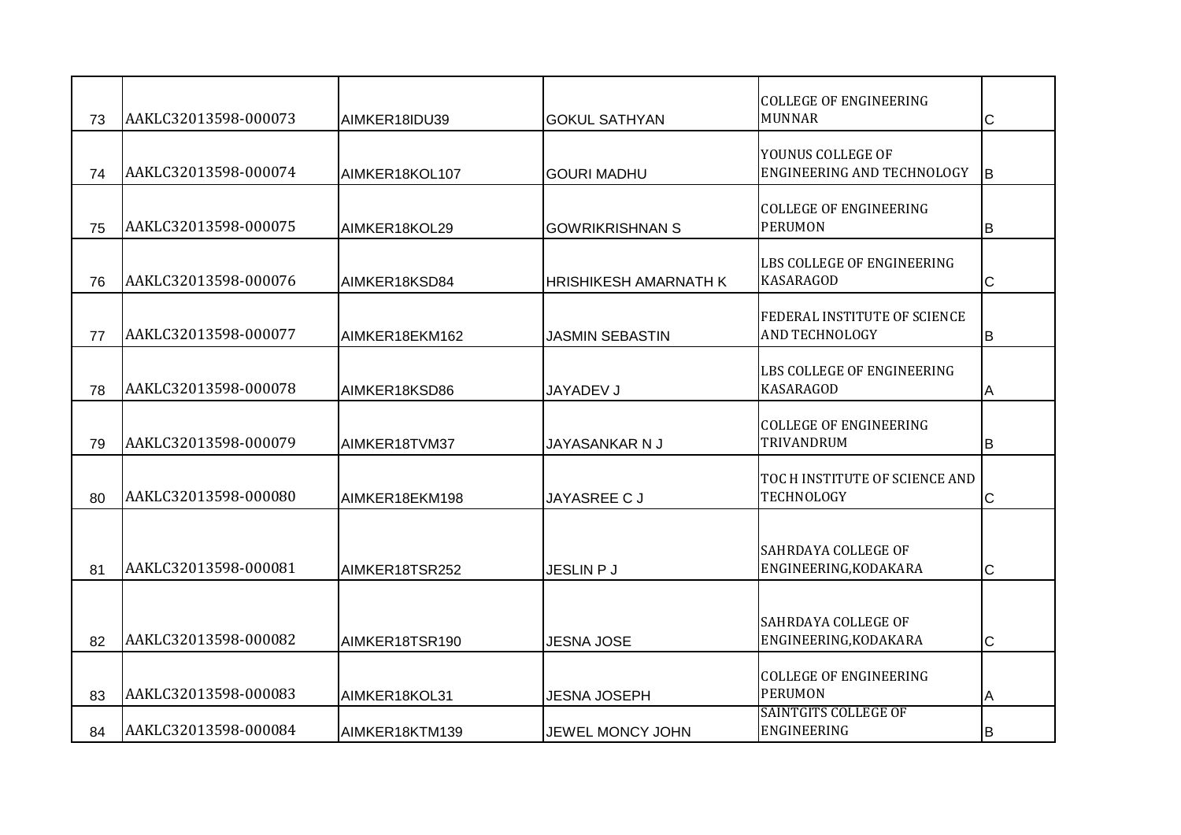| | | | | | |
|---|---|---|---|---|---|
| 73 | AAKLC32013598-000073 | AIMKER18IDU39 | GOKUL SATHYAN | COLLEGE OF ENGINEERING MUNNAR | C |
| 74 | AAKLC32013598-000074 | AIMKER18KOL107 | GOURI MADHU | YOUNUS COLLEGE OF ENGINEERING AND TECHNOLOGY | B |
| 75 | AAKLC32013598-000075 | AIMKER18KOL29 | GOWRIKRISHNAN S | COLLEGE OF ENGINEERING PERUMON | B |
| 76 | AAKLC32013598-000076 | AIMKER18KSD84 | HRISHIKESH AMARNATH K | LBS COLLEGE OF ENGINEERING KASARAGOD | C |
| 77 | AAKLC32013598-000077 | AIMKER18EKM162 | JASMIN SEBASTIN | FEDERAL INSTITUTE OF SCIENCE AND TECHNOLOGY | B |
| 78 | AAKLC32013598-000078 | AIMKER18KSD86 | JAYADEV J | LBS COLLEGE OF ENGINEERING KASARAGOD | A |
| 79 | AAKLC32013598-000079 | AIMKER18TVM37 | JAYASANKAR N J | COLLEGE OF ENGINEERING TRIVANDRUM | B |
| 80 | AAKLC32013598-000080 | AIMKER18EKM198 | JAYASREE C J | TOC H INSTITUTE OF SCIENCE AND TECHNOLOGY | C |
| 81 | AAKLC32013598-000081 | AIMKER18TSR252 | JESLIN P J | SAHRDAYA COLLEGE OF ENGINEERING,KODAKARA | C |
| 82 | AAKLC32013598-000082 | AIMKER18TSR190 | JESNA JOSE | SAHRDAYA COLLEGE OF ENGINEERING,KODAKARA | C |
| 83 | AAKLC32013598-000083 | AIMKER18KOL31 | JESNA JOSEPH | COLLEGE OF ENGINEERING PERUMON | A |
| 84 | AAKLC32013598-000084 | AIMKER18KTM139 | JEWEL MONCY JOHN | SAINTGITS COLLEGE OF ENGINEERING | B |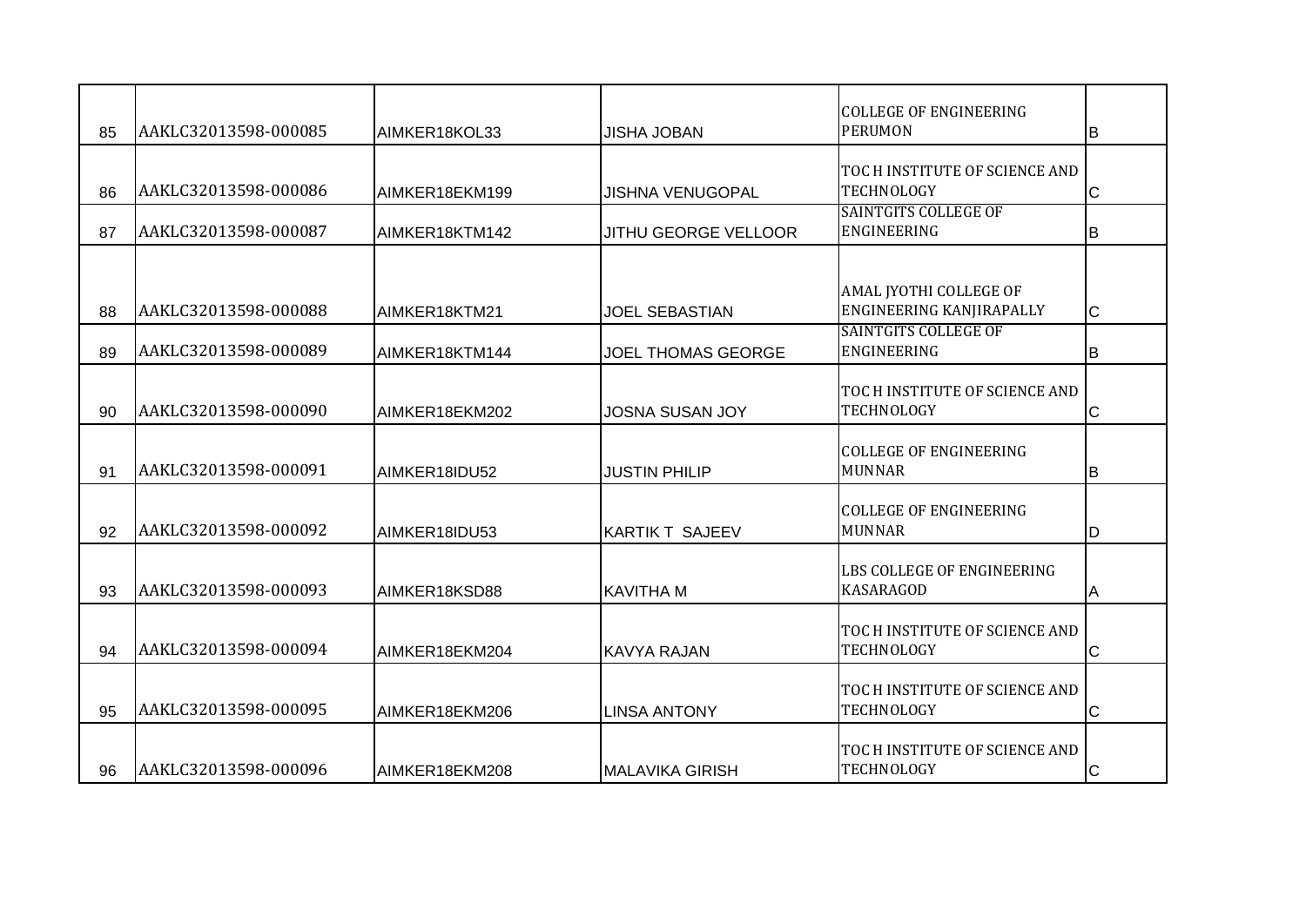| 85 | AAKLC32013598-000085 | AIMKER18KOL33 | JISHA JOBAN | COLLEGE OF ENGINEERING PERUMON | B |
|---|---|---|---|---|---|
| 86 | AAKLC32013598-000086 | AIMKER18EKM199 | JISHNA VENUGOPAL | TOC H INSTITUTE OF SCIENCE AND TECHNOLOGY | C |
| 87 | AAKLC32013598-000087 | AIMKER18KTM142 | JITHU GEORGE VELLOOR | SAINTGITS COLLEGE OF ENGINEERING | B |
| 88 | AAKLC32013598-000088 | AIMKER18KTM21 | JOEL SEBASTIAN | AMAL JYOTHI COLLEGE OF ENGINEERING KANJIRAPALLY | C |
| 89 | AAKLC32013598-000089 | AIMKER18KTM144 | JOEL THOMAS GEORGE | SAINTGITS COLLEGE OF ENGINEERING | B |
| 90 | AAKLC32013598-000090 | AIMKER18EKM202 | JOSNA SUSAN JOY | TOC H INSTITUTE OF SCIENCE AND TECHNOLOGY | C |
| 91 | AAKLC32013598-000091 | AIMKER18IDU52 | JUSTIN PHILIP | COLLEGE OF ENGINEERING MUNNAR | B |
| 92 | AAKLC32013598-000092 | AIMKER18IDU53 | KARTIK T SAJEEV | COLLEGE OF ENGINEERING MUNNAR | D |
| 93 | AAKLC32013598-000093 | AIMKER18KSD88 | KAVITHA M | LBS COLLEGE OF ENGINEERING KASARAGOD | A |
| 94 | AAKLC32013598-000094 | AIMKER18EKM204 | KAVYA RAJAN | TOC H INSTITUTE OF SCIENCE AND TECHNOLOGY | C |
| 95 | AAKLC32013598-000095 | AIMKER18EKM206 | LINSA ANTONY | TOC H INSTITUTE OF SCIENCE AND TECHNOLOGY | C |
| 96 | AAKLC32013598-000096 | AIMKER18EKM208 | MALAVIKA GIRISH | TOC H INSTITUTE OF SCIENCE AND TECHNOLOGY | C |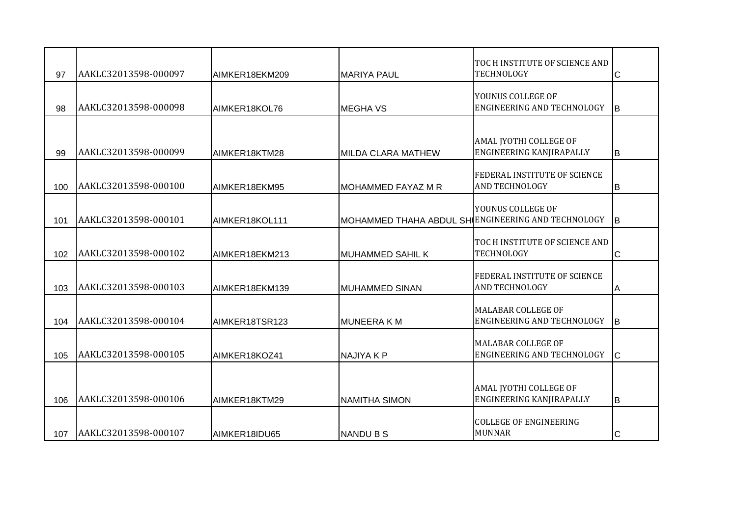| | | | | | |
|---|---|---|---|---|---|
| 97 | AAKLC32013598-000097 | AIMKER18EKM209 | MARIYA PAUL | TOC H INSTITUTE OF SCIENCE AND TECHNOLOGY | C |
| 98 | AAKLC32013598-000098 | AIMKER18KOL76 | MEGHA VS | YOUNUS COLLEGE OF ENGINEERING AND TECHNOLOGY | B |
| 99 | AAKLC32013598-000099 | AIMKER18KTM28 | MILDA CLARA MATHEW | AMAL JYOTHI COLLEGE OF ENGINEERING KANJIRAPALLY | B |
| 100 | AAKLC32013598-000100 | AIMKER18EKM95 | MOHAMMED FAYAZ M R | FEDERAL INSTITUTE OF SCIENCE AND TECHNOLOGY | B |
| 101 | AAKLC32013598-000101 | AIMKER18KOL111 | MOHAMMED THAHA ABDUL SH | YOUNUS COLLEGE OF ENGINEERING AND TECHNOLOGY | B |
| 102 | AAKLC32013598-000102 | AIMKER18EKM213 | MUHAMMED SAHIL K | TOC H INSTITUTE OF SCIENCE AND TECHNOLOGY | C |
| 103 | AAKLC32013598-000103 | AIMKER18EKM139 | MUHAMMED SINAN | FEDERAL INSTITUTE OF SCIENCE AND TECHNOLOGY | A |
| 104 | AAKLC32013598-000104 | AIMKER18TSR123 | MUNEERA K M | MALABAR COLLEGE OF ENGINEERING AND TECHNOLOGY | B |
| 105 | AAKLC32013598-000105 | AIMKER18KOZ41 | NAJIYA K P | MALABAR COLLEGE OF ENGINEERING AND TECHNOLOGY | C |
| 106 | AAKLC32013598-000106 | AIMKER18KTM29 | NAMITHA SIMON | AMAL JYOTHI COLLEGE OF ENGINEERING KANJIRAPALLY | B |
| 107 | AAKLC32013598-000107 | AIMKER18IDU65 | NANDU B S | COLLEGE OF ENGINEERING MUNNAR | C |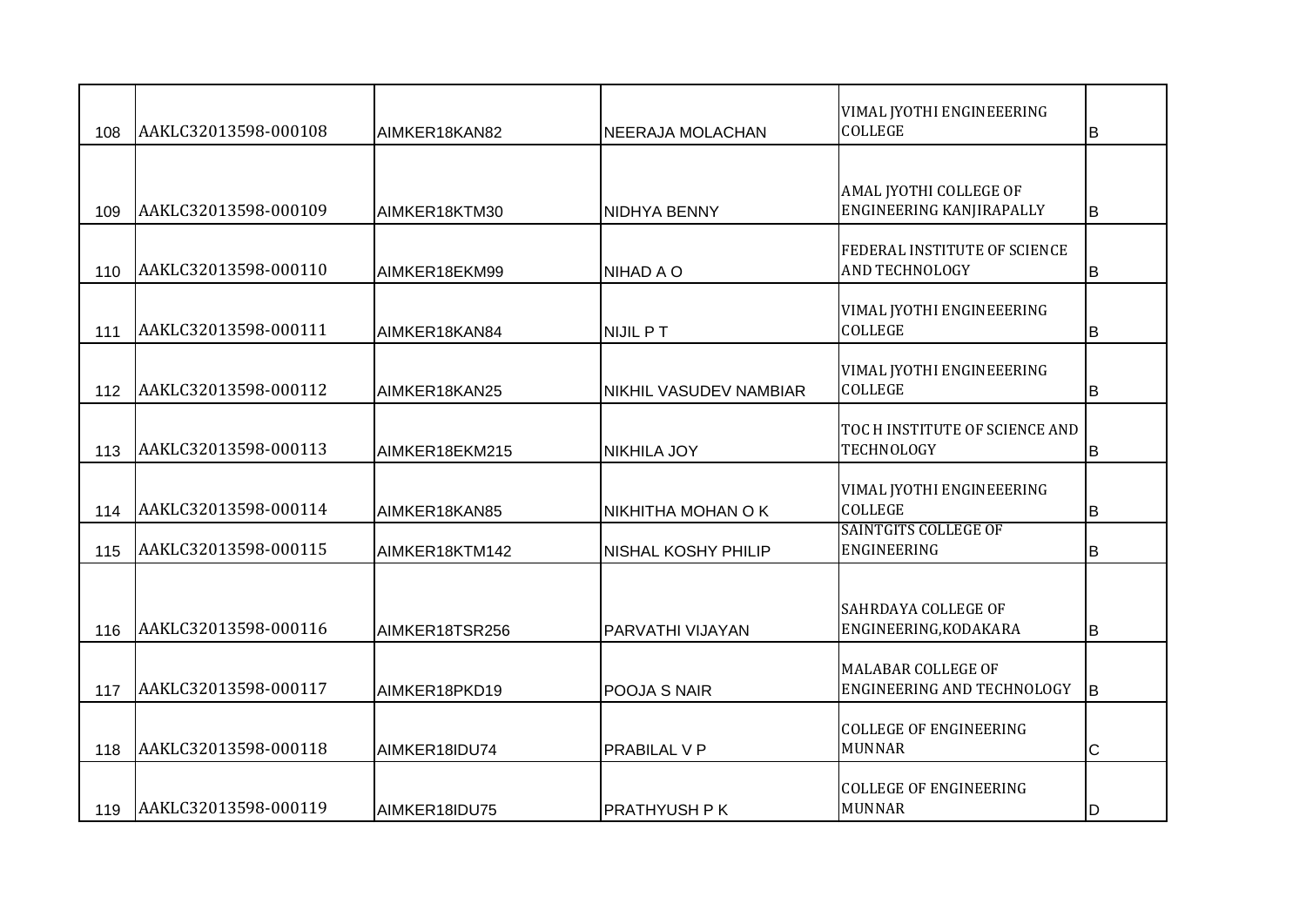| | | | | | |
|---|---|---|---|---|---|
| 108 | AAKLC32013598-000108 | AIMKER18KAN82 | NEERAJA MOLACHAN | VIMAL JYOTHI ENGINEEERING COLLEGE | B |
| 109 | AAKLC32013598-000109 | AIMKER18KTM30 | NIDHYA BENNY | AMAL JYOTHI COLLEGE OF ENGINEERING KANJIRAPALLY | B |
| 110 | AAKLC32013598-000110 | AIMKER18EKM99 | NIHAD A O | FEDERAL INSTITUTE OF SCIENCE AND TECHNOLOGY | B |
| 111 | AAKLC32013598-000111 | AIMKER18KAN84 | NIJIL P T | VIMAL JYOTHI ENGINEEERING COLLEGE | B |
| 112 | AAKLC32013598-000112 | AIMKER18KAN25 | NIKHIL VASUDEV NAMBIAR | VIMAL JYOTHI ENGINEEERING COLLEGE | B |
| 113 | AAKLC32013598-000113 | AIMKER18EKM215 | NIKHILA JOY | TOC H INSTITUTE OF SCIENCE AND TECHNOLOGY | B |
| 114 | AAKLC32013598-000114 | AIMKER18KAN85 | NIKHITHA MOHAN O K | VIMAL JYOTHI ENGINEEERING COLLEGE | B |
| 115 | AAKLC32013598-000115 | AIMKER18KTM142 | NISHAL KOSHY PHILIP | SAINTGITS COLLEGE OF ENGINEERING | B |
| 116 | AAKLC32013598-000116 | AIMKER18TSR256 | PARVATHI VIJAYAN | SAHRDAYA COLLEGE OF ENGINEERING,KODAKARA | B |
| 117 | AAKLC32013598-000117 | AIMKER18PKD19 | POOJA S NAIR | MALABAR COLLEGE OF ENGINEERING AND TECHNOLOGY | B |
| 118 | AAKLC32013598-000118 | AIMKER18IDU74 | PRABILAL V P | COLLEGE OF ENGINEERING MUNNAR | C |
| 119 | AAKLC32013598-000119 | AIMKER18IDU75 | PRATHYUSH P K | COLLEGE OF ENGINEERING MUNNAR | D |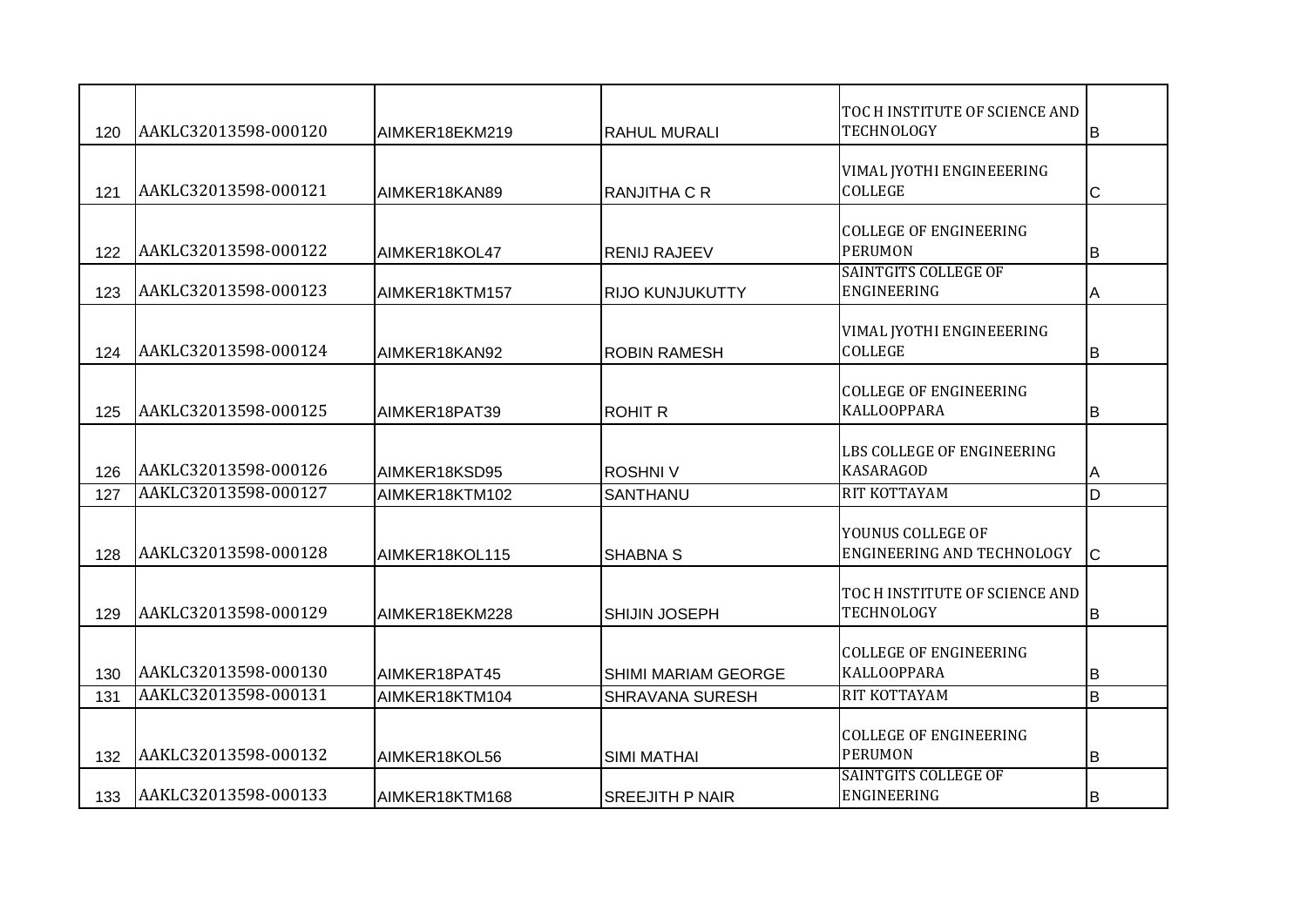| | | | | | |
|---|---|---|---|---|---|
| 120 | AAKLC32013598-000120 | AIMKER18EKM219 | RAHUL MURALI | TOC H INSTITUTE OF SCIENCE AND TECHNOLOGY | B |
| 121 | AAKLC32013598-000121 | AIMKER18KAN89 | RANJITHA C R | VIMAL JYOTHI ENGINEEERING COLLEGE | C |
| 122 | AAKLC32013598-000122 | AIMKER18KOL47 | RENIJ RAJEEV | COLLEGE OF ENGINEERING PERUMON | B |
| 123 | AAKLC32013598-000123 | AIMKER18KTM157 | RIJO KUNJUKUTTY | SAINTGITS COLLEGE OF ENGINEERING | A |
| 124 | AAKLC32013598-000124 | AIMKER18KAN92 | ROBIN RAMESH | VIMAL JYOTHI ENGINEEERING COLLEGE | B |
| 125 | AAKLC32013598-000125 | AIMKER18PAT39 | ROHIT R | COLLEGE OF ENGINEERING KALLOOPPARA | B |
| 126 | AAKLC32013598-000126 | AIMKER18KSD95 | ROSHNI V | LBS COLLEGE OF ENGINEERING KASARAGOD | A |
| 127 | AAKLC32013598-000127 | AIMKER18KTM102 | SANTHANU | RIT KOTTAYAM | D |
| 128 | AAKLC32013598-000128 | AIMKER18KOL115 | SHABNA S | YOUNUS COLLEGE OF ENGINEERING AND TECHNOLOGY | C |
| 129 | AAKLC32013598-000129 | AIMKER18EKM228 | SHIJIN JOSEPH | TOC H INSTITUTE OF SCIENCE AND TECHNOLOGY | B |
| 130 | AAKLC32013598-000130 | AIMKER18PAT45 | SHIMI MARIAM GEORGE | COLLEGE OF ENGINEERING KALLOOPPARA | B |
| 131 | AAKLC32013598-000131 | AIMKER18KTM104 | SHRAVANA SURESH | RIT KOTTAYAM | B |
| 132 | AAKLC32013598-000132 | AIMKER18KOL56 | SIMI MATHAI | COLLEGE OF ENGINEERING PERUMON | B |
| 133 | AAKLC32013598-000133 | AIMKER18KTM168 | SREEJITH P NAIR | SAINTGITS COLLEGE OF ENGINEERING | B |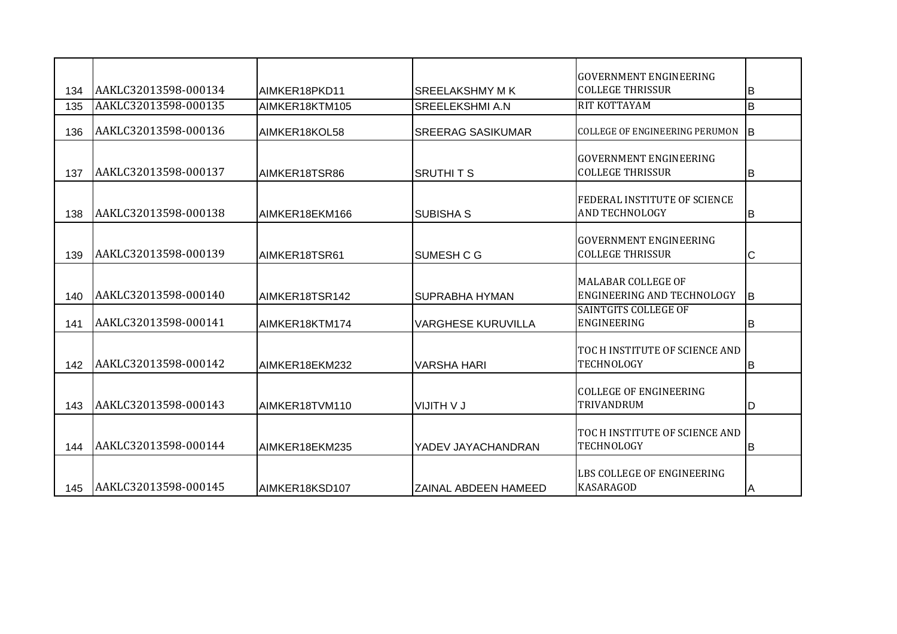| | | | | | |
|---|---|---|---|---|---|
| 134 | AAKLC32013598-000134 | AIMKER18PKD11 | SREELAKSHMY M K | GOVERNMENT ENGINEERING COLLEGE THRISSUR | B |
| 135 | AAKLC32013598-000135 | AIMKER18KTM105 | SREELEKSHMI A.N | RIT KOTTAYAM | B |
| 136 | AAKLC32013598-000136 | AIMKER18KOL58 | SREERAG SASIKUMAR | COLLEGE OF ENGINEERING PERUMON | B |
| 137 | AAKLC32013598-000137 | AIMKER18TSR86 | SRUTHI T S | GOVERNMENT ENGINEERING COLLEGE THRISSUR | B |
| 138 | AAKLC32013598-000138 | AIMKER18EKM166 | SUBISHA S | FEDERAL INSTITUTE OF SCIENCE AND TECHNOLOGY | B |
| 139 | AAKLC32013598-000139 | AIMKER18TSR61 | SUMESH C G | GOVERNMENT ENGINEERING COLLEGE THRISSUR | C |
| 140 | AAKLC32013598-000140 | AIMKER18TSR142 | SUPRABHA HYMAN | MALABAR COLLEGE OF ENGINEERING AND TECHNOLOGY | B |
| 141 | AAKLC32013598-000141 | AIMKER18KTM174 | VARGHESE KURUVILLA | SAINTGITS COLLEGE OF ENGINEERING | B |
| 142 | AAKLC32013598-000142 | AIMKER18EKM232 | VARSHA HARI | TOC H INSTITUTE OF SCIENCE AND TECHNOLOGY | B |
| 143 | AAKLC32013598-000143 | AIMKER18TVM110 | VIJITH V J | COLLEGE OF ENGINEERING TRIVANDRUM | D |
| 144 | AAKLC32013598-000144 | AIMKER18EKM235 | YADEV JAYACHANDRAN | TOC H INSTITUTE OF SCIENCE AND TECHNOLOGY | B |
| 145 | AAKLC32013598-000145 | AIMKER18KSD107 | ZAINAL ABDEEN HAMEED | LBS COLLEGE OF ENGINEERING KASARAGOD | A |